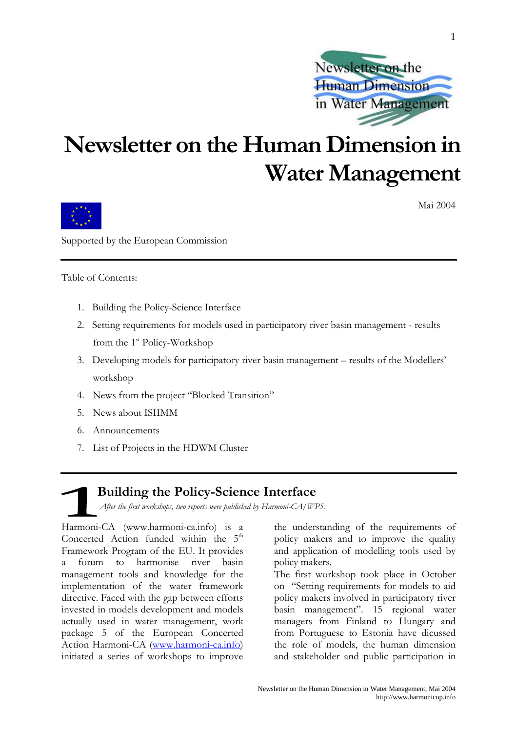# Newsletter on the Human Dimension in Water Management

Mai 2004

Supported by the European Commission

Table of Contents:

1. Building the Policy-Science Interface
2. Setting requirements for models used in participatory river basin management - results from the 1st Policy-Workshop
3. Developing models for participatory river basin management – results of the Modellers' workshop
4. News from the project "Blocked Transition"
5. News about ISIIMM
6. Announcements
7. List of Projects in the HDWM Cluster

## 1 Building the Policy-Science Interface

*After the first workshops, two reports were published by Harmoni-CA/WP5.*

Harmoni-CA (www.harmoni-ca.info) is a Concerted Action funded within the 5th Framework Program of the EU. It provides a forum to harmonise river basin management tools and knowledge for the implementation of the water framework directive. Faced with the gap between efforts invested in models development and models actually used in water management, work package 5 of the European Concerted Action Harmoni-CA (www.harmoni-ca.info) initiated a series of workshops to improve the understanding of the requirements of policy makers and to improve the quality and application of modelling tools used by policy makers.

The first workshop took place in October on "Setting requirements for models to aid policy makers involved in participatory river basin management". 15 regional water managers from Finland to Hungary and from Portuguese to Estonia have dicussed the role of models, the human dimension and stakeholder and public participation in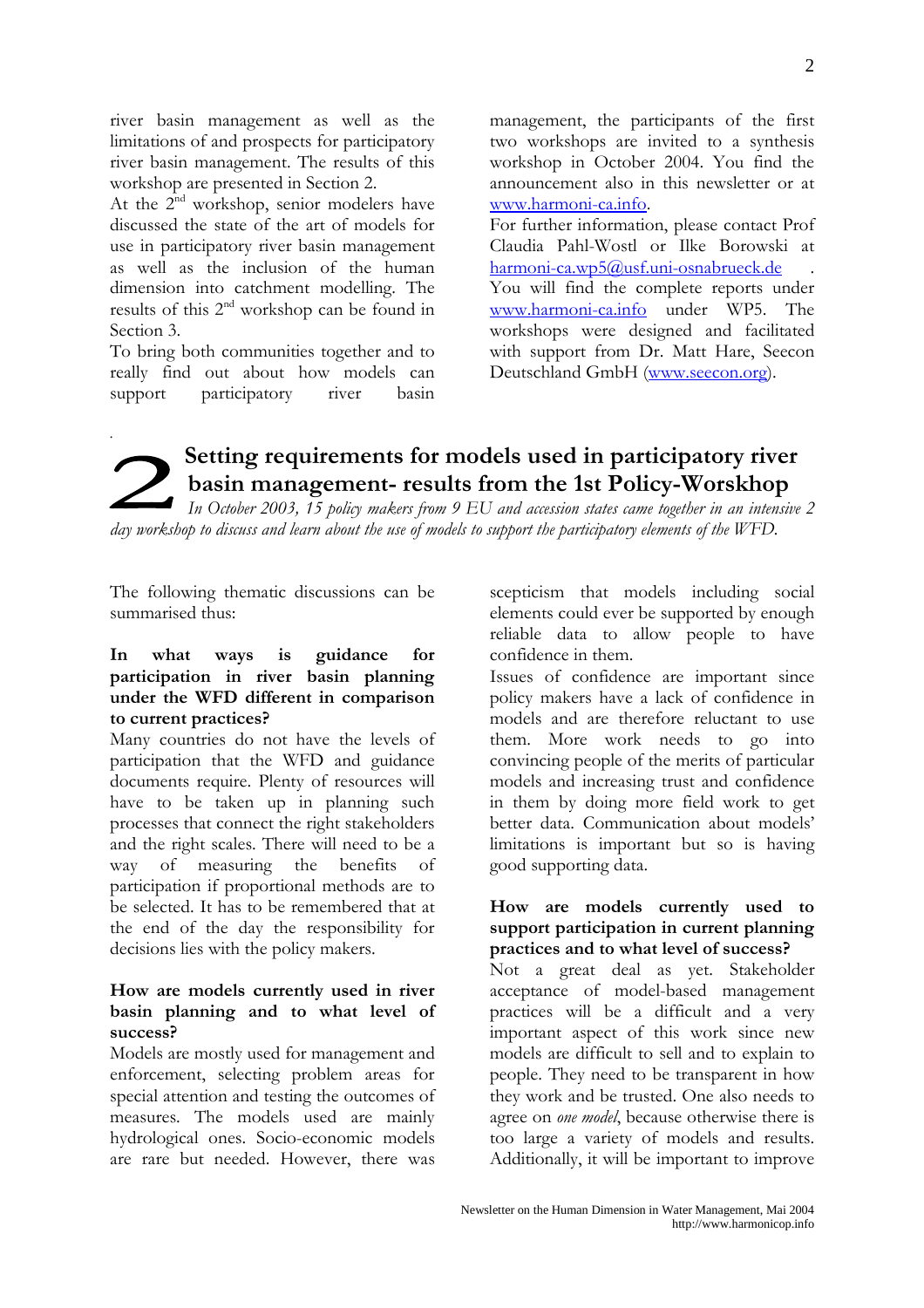river basin management as well as the limitations of and prospects for participatory river basin management. The results of this workshop are presented in Section 2.

At the 2nd workshop, senior modelers have discussed the state of the art of models for use in participatory river basin management as well as the inclusion of the human dimension into catchment modelling. The results of this 2nd workshop can be found in Section 3.

To bring both communities together and to really find out about how models can support participatory river basin management, the participants of the first two workshops are invited to a synthesis workshop in October 2004. You find the announcement also in this newsletter or at www.harmoni-ca.info.

For further information, please contact Prof Claudia Pahl-Wostl or Ilke Borowski at harmoni-ca.wp5@usf.uni-osnabrueck.de . You will find the complete reports under www.harmoni-ca.info under WP5. The workshops were designed and facilitated with support from Dr. Matt Hare, Seecon Deutschland GmbH (www.seecon.org).

# 2 Setting requirements for models used in participatory river basin management- results from the 1st Policy-Worskhop

*In October 2003, 15 policy makers from 9 EU and accession states came together in an intensive 2 day workshop to discuss and learn about the use of models to support the participatory elements of the WFD.*

The following thematic discussions can be summarised thus:

**In what ways is guidance for participation in river basin planning under the WFD different in comparison to current practices?**

Many countries do not have the levels of participation that the WFD and guidance documents require. Plenty of resources will have to be taken up in planning such processes that connect the right stakeholders and the right scales. There will need to be a way of measuring the benefits of participation if proportional methods are to be selected. It has to be remembered that at the end of the day the responsibility for decisions lies with the policy makers.

**How are models currently used in river basin planning and to what level of success?**

Models are mostly used for management and enforcement, selecting problem areas for special attention and testing the outcomes of measures. The models used are mainly hydrological ones. Socio-economic models are rare but needed. However, there was scepticism that models including social elements could ever be supported by enough reliable data to allow people to have confidence in them.

Issues of confidence are important since policy makers have a lack of confidence in models and are therefore reluctant to use them. More work needs to go into convincing people of the merits of particular models and increasing trust and confidence in them by doing more field work to get better data. Communication about models' limitations is important but so is having good supporting data.

**How are models currently used to support participation in current planning practices and to what level of success?**

Not a great deal as yet. Stakeholder acceptance of model-based management practices will be a difficult and a very important aspect of this work since new models are difficult to sell and to explain to people. They need to be transparent in how they work and be trusted. One also needs to agree on *one model*, because otherwise there is too large a variety of models and results. Additionally, it will be important to improve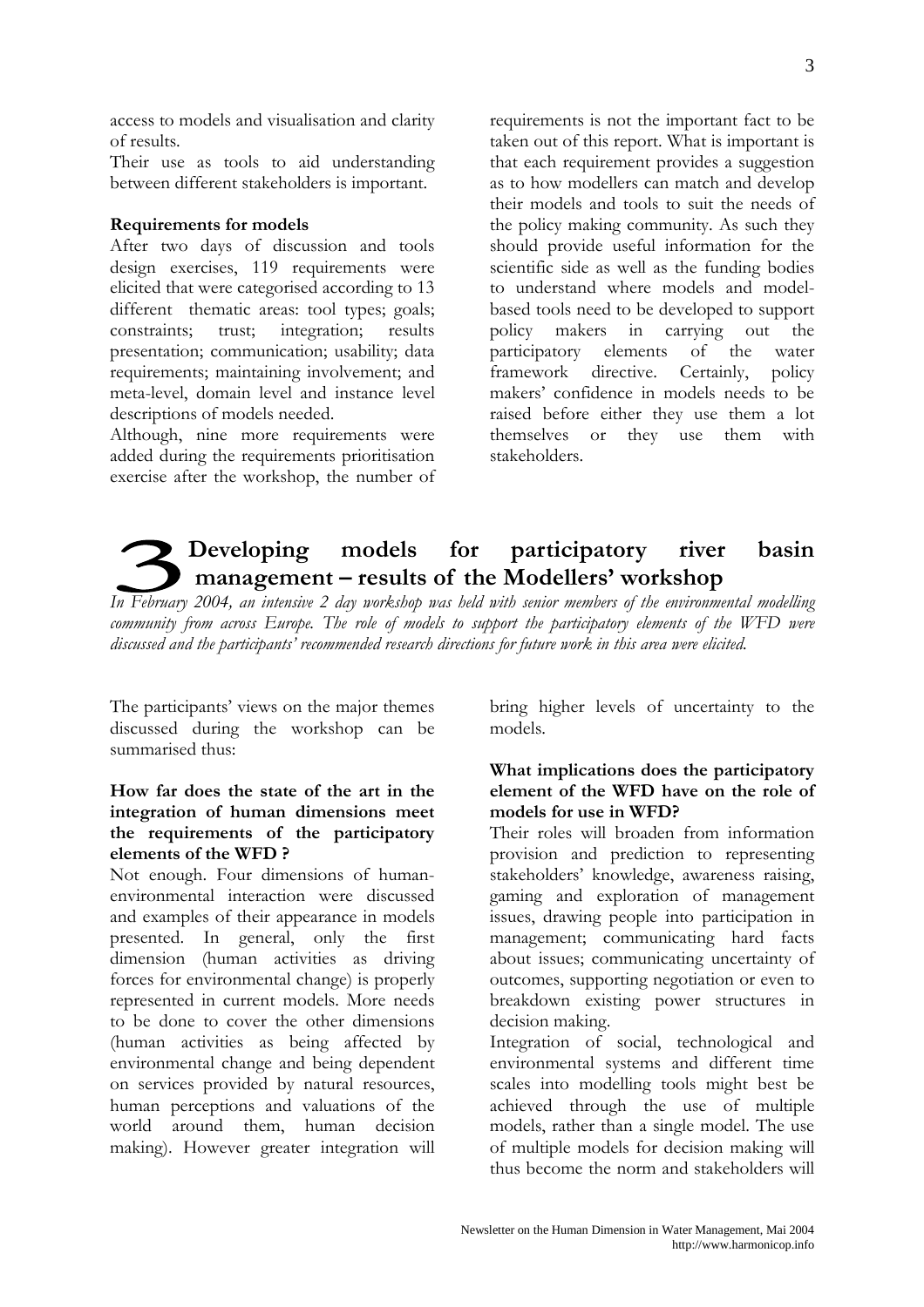access to models and visualisation and clarity of results.

Their use as tools to aid understanding between different stakeholders is important.

**Requirements for models**

After two days of discussion and tools design exercises, 119 requirements were elicited that were categorised according to 13 different thematic areas: tool types; goals; constraints; trust; integration; results presentation; communication; usability; data requirements; maintaining involvement; and meta-level, domain level and instance level descriptions of models needed.

Although, nine more requirements were added during the requirements prioritisation exercise after the workshop, the number of requirements is not the important fact to be taken out of this report. What is important is that each requirement provides a suggestion as to how modellers can match and develop their models and tools to suit the needs of the policy making community. As such they should provide useful information for the scientific side as well as the funding bodies to understand where models and model-based tools need to be developed to support policy makers in carrying out the participatory elements of the water framework directive. Certainly, policy makers' confidence in models needs to be raised before either they use them a lot themselves or they use them with stakeholders.

# 3 Developing models for participatory river basin management – results of the Modellers' workshop

*In February 2004, an intensive 2 day workshop was held with senior members of the environmental modelling community from across Europe. The role of models to support the participatory elements of the WFD were discussed and the participants' recommended research directions for future work in this area were elicited.*

The participants' views on the major themes discussed during the workshop can be summarised thus:

**How far does the state of the art in the integration of human dimensions meet the requirements of the participatory elements of the WFD ?**

Not enough. Four dimensions of human-environmental interaction were discussed and examples of their appearance in models presented. In general, only the first dimension (human activities as driving forces for environmental change) is properly represented in current models. More needs to be done to cover the other dimensions (human activities as being affected by environmental change and being dependent on services provided by natural resources, human perceptions and valuations of the world around them, human decision making). However greater integration will bring higher levels of uncertainty to the models.

**What implications does the participatory element of the WFD have on the role of models for use in WFD?**

Their roles will broaden from information provision and prediction to representing stakeholders' knowledge, awareness raising, gaming and exploration of management issues, drawing people into participation in management; communicating hard facts about issues; communicating uncertainty of outcomes, supporting negotiation or even to breakdown existing power structures in decision making.

Integration of social, technological and environmental systems and different time scales into modelling tools might best be achieved through the use of multiple models, rather than a single model. The use of multiple models for decision making will thus become the norm and stakeholders will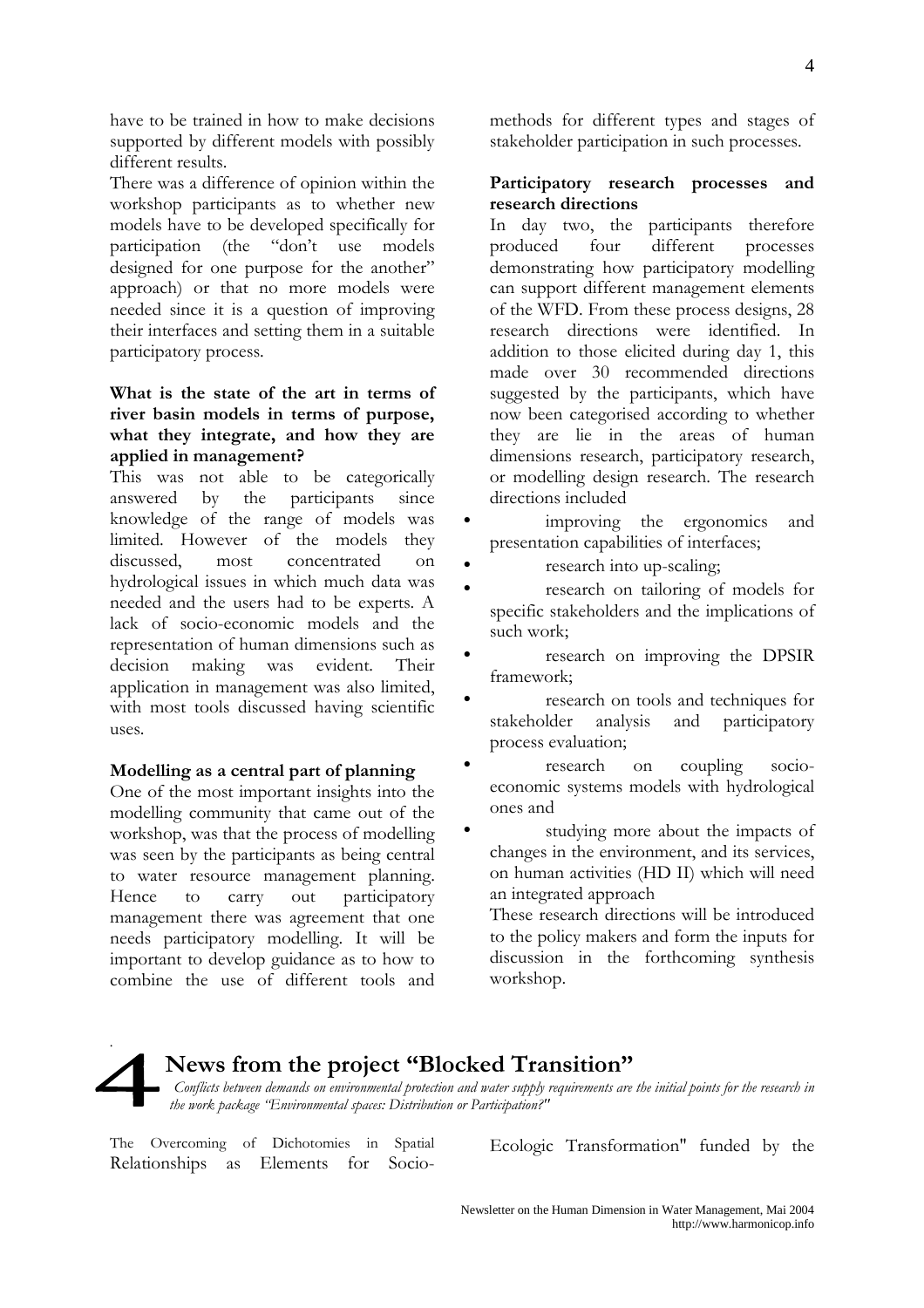have to be trained in how to make decisions supported by different models with possibly different results.

There was a difference of opinion within the workshop participants as to whether new models have to be developed specifically for participation (the "don't use models designed for one purpose for the another" approach) or that no more models were needed since it is a question of improving their interfaces and setting them in a suitable participatory process.

**What is the state of the art in terms of river basin models in terms of purpose, what they integrate, and how they are applied in management?**

This was not able to be categorically answered by the participants since knowledge of the range of models was limited. However of the models they discussed, most concentrated on hydrological issues in which much data was needed and the users had to be experts. A lack of socio-economic models and the representation of human dimensions such as decision making was evident. Their application in management was also limited, with most tools discussed having scientific uses.

**Modelling as a central part of planning**

One of the most important insights into the modelling community that came out of the workshop, was that the process of modelling was seen by the participants as being central to water resource management planning. Hence to carry out participatory management there was agreement that one needs participatory modelling. It will be important to develop guidance as to how to combine the use of different tools and methods for different types and stages of stakeholder participation in such processes.

**Participatory research processes and research directions**

In day two, the participants therefore produced four different processes demonstrating how participatory modelling can support different management elements of the WFD. From these process designs, 28 research directions were identified. In addition to those elicited during day 1, this made over 30 recommended directions suggested by the participants, which have now been categorised according to whether they are lie in the areas of human dimensions research, participatory research, or modelling design research. The research directions included

- improving the ergonomics and presentation capabilities of interfaces;
- research into up-scaling;
- research on tailoring of models for specific stakeholders and the implications of such work;
- research on improving the DPSIR framework;
- research on tools and techniques for stakeholder analysis and participatory process evaluation;
- research on coupling socio-economic systems models with hydrological ones and
- studying more about the impacts of changes in the environment, and its services, on human activities (HD II) which will need an integrated approach

These research directions will be introduced to the policy makers and form the inputs for discussion in the forthcoming synthesis workshop.

# 4 News from the project "Blocked Transition"

*Conflicts between demands on environmental protection and water supply requirements are the initial points for the research in the work package "Environmental spaces: Distribution or Participation?"*

The Overcoming of Dichotomies in Spatial Relationships as Elements for Socio-Ecologic Transformation" funded by the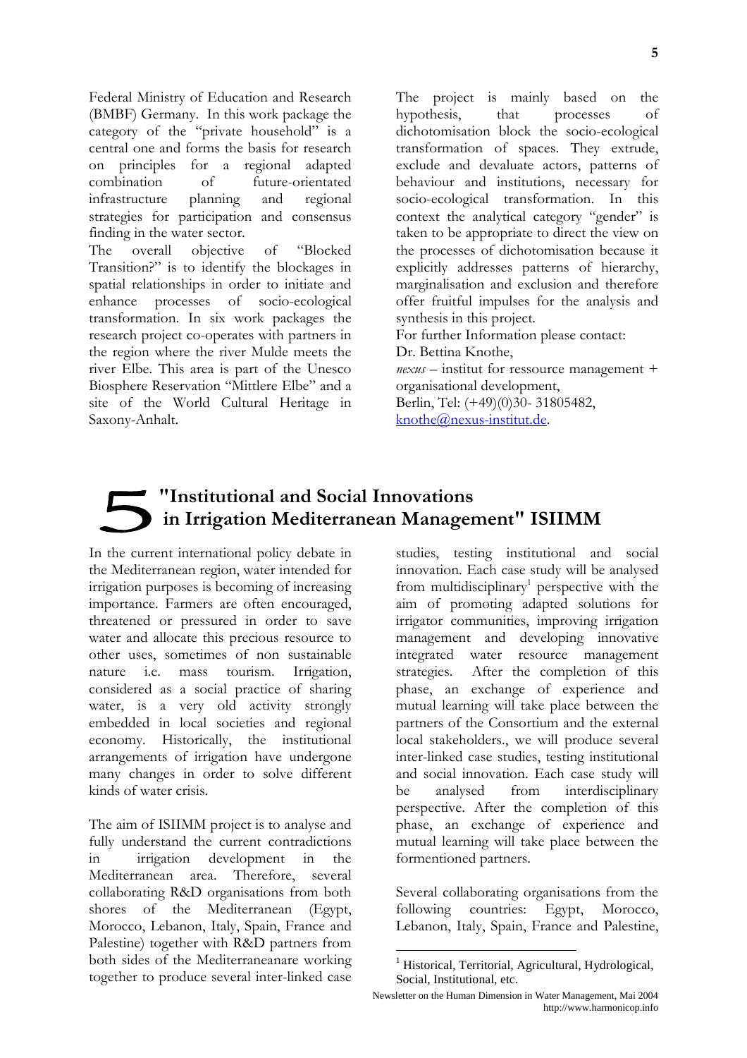Federal Ministry of Education and Research (BMBF) Germany. In this work package the category of the "private household" is a central one and forms the basis for research on principles for a regional adapted combination of future-orientated infrastructure planning and regional strategies for participation and consensus finding in the water sector.

The overall objective of "Blocked Transition?" is to identify the blockages in spatial relationships in order to initiate and enhance processes of socio-ecological transformation. In six work packages the research project co-operates with partners in the region where the river Mulde meets the river Elbe. This area is part of the Unesco Biosphere Reservation "Mittlere Elbe" and a site of the World Cultural Heritage in Saxony-Anhalt.

The project is mainly based on the hypothesis, that processes of dichotomisation block the socio-ecological transformation of spaces. They extrude, exclude and devaluate actors, patterns of behaviour and institutions, necessary for socio-ecological transformation. In this context the analytical category "gender" is taken to be appropriate to direct the view on the processes of dichotomisation because it explicitly addresses patterns of hierarchy, marginalisation and exclusion and therefore offer fruitful impulses for the analysis and synthesis in this project.

For further Information please contact:
Dr. Bettina Knothe,
*nexus* – institut for ressource management + organisational development,
Berlin, Tel: (+49)(0)30- 31805482,
knothe@nexus-institut.de.

# 5 "Institutional and Social Innovations in Irrigation Mediterranean Management" ISIIMM

In the current international policy debate in the Mediterranean region, water intended for irrigation purposes is becoming of increasing importance. Farmers are often encouraged, threatened or pressured in order to save water and allocate this precious resource to other uses, sometimes of non sustainable nature i.e. mass tourism. Irrigation, considered as a social practice of sharing water, is a very old activity strongly embedded in local societies and regional economy. Historically, the institutional arrangements of irrigation have undergone many changes in order to solve different kinds of water crisis.

The aim of ISIIMM project is to analyse and fully understand the current contradictions in irrigation development in the Mediterranean area. Therefore, several collaborating R&D organisations from both shores of the Mediterranean (Egypt, Morocco, Lebanon, Italy, Spain, France and Palestine) together with R&D partners from both sides of the Mediterraneanare working together to produce several inter-linked case studies, testing institutional and social innovation. Each case study will be analysed from multidisciplinary[1] perspective with the aim of promoting adapted solutions for irrigator communities, improving irrigation management and developing innovative integrated water resource management strategies. After the completion of this phase, an exchange of experience and mutual learning will take place between the partners of the Consortium and the external local stakeholders., we will produce several inter-linked case studies, testing institutional and social innovation. Each case study will be analysed from interdisciplinary perspective. After the completion of this phase, an exchange of experience and mutual learning will take place between the formentioned partners.

Several collaborating organisations from the following countries: Egypt, Morocco, Lebanon, Italy, Spain, France and Palestine,

[1] Historical, Territorial, Agricultural, Hydrological, Social, Institutional, etc.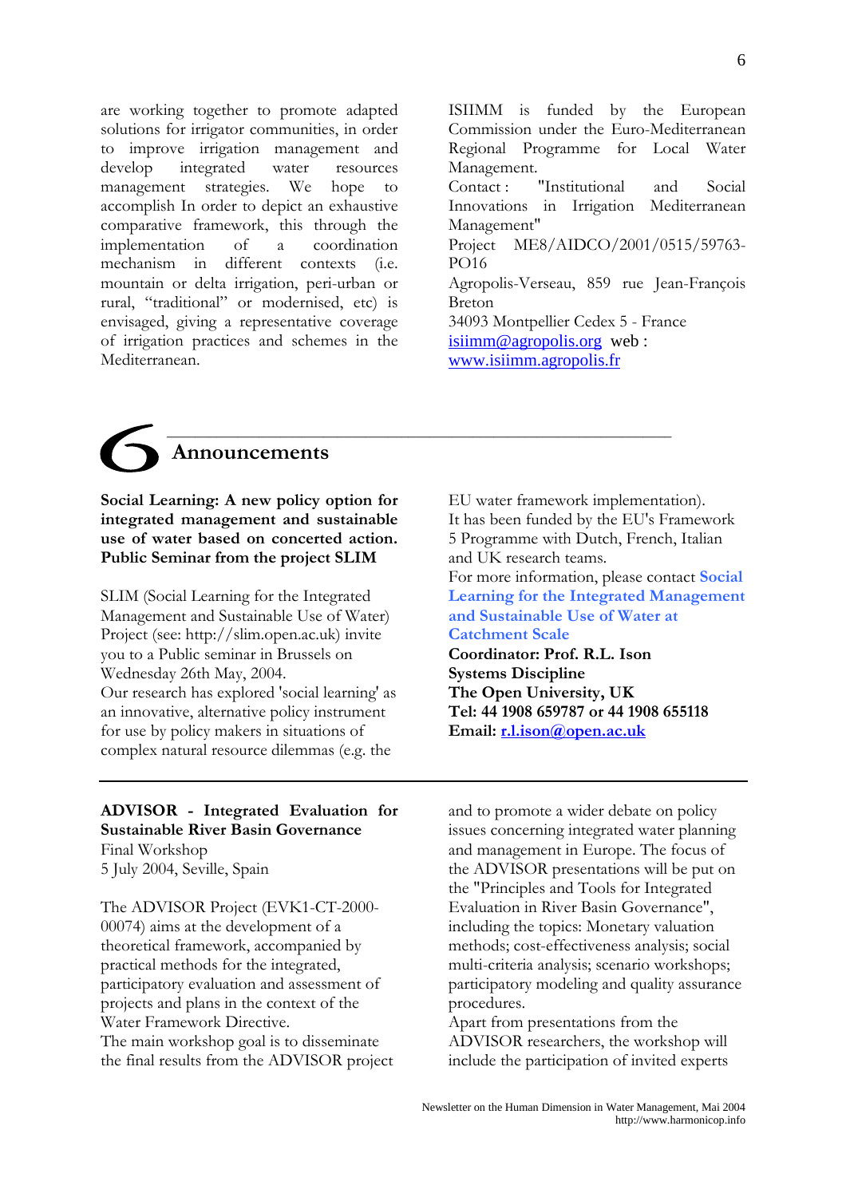are working together to promote adapted solutions for irrigator communities, in order to improve irrigation management and develop integrated water resources management strategies. We hope to accomplish In order to depict an exhaustive comparative framework, this through the implementation of a coordination mechanism in different contexts (i.e. mountain or delta irrigation, peri-urban or rural, "traditional" or modernised, etc) is envisaged, giving a representative coverage of irrigation practices and schemes in the Mediterranean.

ISIIMM is funded by the European Commission under the Euro-Mediterranean Regional Programme for Local Water Management.
Contact : "Institutional and Social Innovations in Irrigation Mediterranean Management"
Project ME8/AIDCO/2001/0515/59763-PO16
Agropolis-Verseau, 859 rue Jean-François Breton
34093 Montpellier Cedex 5 - France
isiimm@agropolis.org web : www.isiimm.agropolis.fr

# 6 Announcements

**Social Learning: A new policy option for integrated management and sustainable use of water based on concerted action. Public Seminar from the project SLIM**

SLIM (Social Learning for the Integrated Management and Sustainable Use of Water) Project (see: http://slim.open.ac.uk) invite you to a Public seminar in Brussels on Wednesday 26th May, 2004.
Our research has explored 'social learning' as an innovative, alternative policy instrument for use by policy makers in situations of complex natural resource dilemmas (e.g. the EU water framework implementation).
It has been funded by the EU's Framework 5 Programme with Dutch, French, Italian and UK research teams.
For more information, please contact **Social Learning for the Integrated Management and Sustainable Use of Water at Catchment Scale**
**Coordinator: Prof. R.L. Ison**
**Systems Discipline**
**The Open University, UK**
**Tel: 44 1908 659787 or 44 1908 655118**
**Email: r.l.ison@open.ac.uk**

---

**ADVISOR - Integrated Evaluation for Sustainable River Basin Governance**
Final Workshop
5 July 2004, Seville, Spain

The ADVISOR Project (EVK1-CT-2000-00074) aims at the development of a theoretical framework, accompanied by practical methods for the integrated, participatory evaluation and assessment of projects and plans in the context of the Water Framework Directive.
The main workshop goal is to disseminate the final results from the ADVISOR project and to promote a wider debate on policy issues concerning integrated water planning and management in Europe. The focus of the ADVISOR presentations will be put on the "Principles and Tools for Integrated Evaluation in River Basin Governance", including the topics: Monetary valuation methods; cost-effectiveness analysis; social multi-criteria analysis; scenario workshops; participatory modeling and quality assurance procedures.
Apart from presentations from the ADVISOR researchers, the workshop will include the participation of invited experts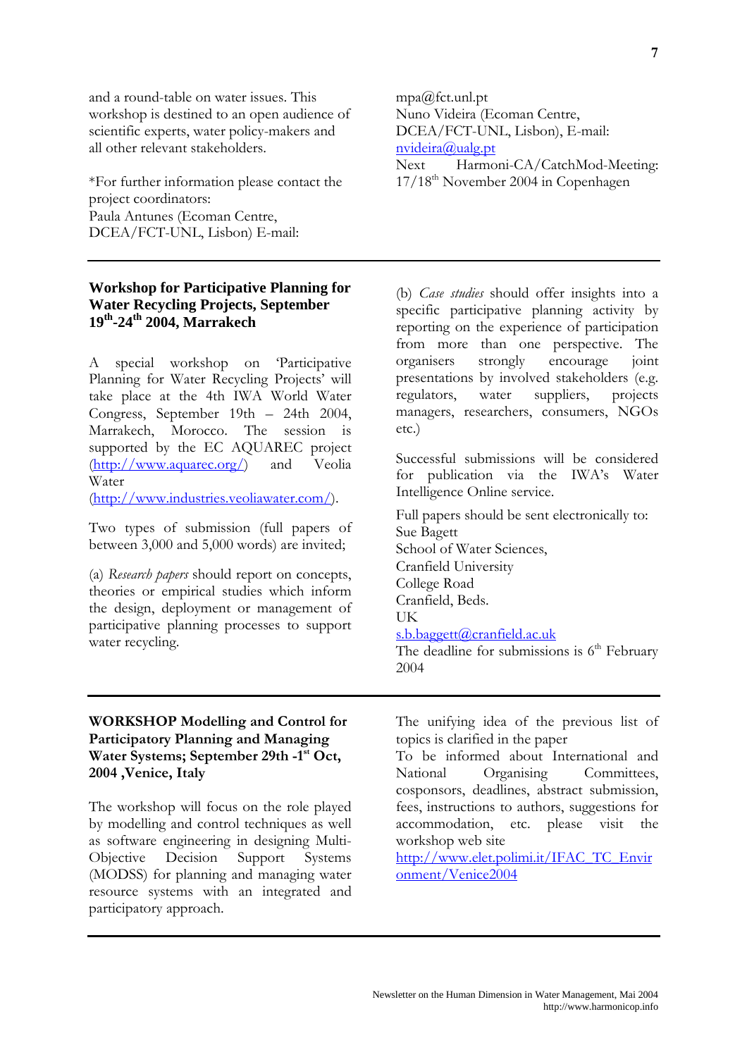and a round-table on water issues. This workshop is destined to an open audience of scientific experts, water policy-makers and all other relevant stakeholders.

*For further information please contact the project coordinators:
Paula Antunes (Ecoman Centre, DCEA/FCT-UNL, Lisbon) E-mail: mpa@fct.unl.pt
Nuno Videira (Ecoman Centre, DCEA/FCT-UNL, Lisbon), E-mail: nvideira@ualg.pt
Next Harmoni-CA/CatchMod-Meeting: 17/18th November 2004 in Copenhagen

---

## Workshop for Participative Planning for Water Recycling Projects, September 19th-24th 2004, Marrakech

A special workshop on 'Participative Planning for Water Recycling Projects' will take place at the 4th IWA World Water Congress, September 19th – 24th 2004, Marrakech, Morocco. The session is supported by the EC AQUAREC project (http://www.aquarec.org/) and Veolia Water (http://www.industries.veoliawater.com/).

Two types of submission (full papers of between 3,000 and 5,000 words) are invited;

(a) *Research papers* should report on concepts, theories or empirical studies which inform the design, deployment or management of participative planning processes to support water recycling.

(b) *Case studies* should offer insights into a specific participative planning activity by reporting on the experience of participation from more than one perspective. The organisers strongly encourage joint presentations by involved stakeholders (e.g. regulators, water suppliers, projects managers, researchers, consumers, NGOs etc.)

Successful submissions will be considered for publication via the IWA's Water Intelligence Online service.

Full papers should be sent electronically to:
Sue Bagett
School of Water Sciences,
Cranfield University
College Road
Cranfield, Beds.
UK
s.b.baggett@cranfield.ac.uk
The deadline for submissions is 6th February 2004

---

## WORKSHOP Modelling and Control for Participatory Planning and Managing Water Systems; September 29th -1st Oct, 2004 ,Venice, Italy

The workshop will focus on the role played by modelling and control techniques as well as software engineering in designing Multi-Objective Decision Support Systems (MODSS) for planning and managing water resource systems with an integrated and participatory approach.

The unifying idea of the previous list of topics is clarified in the paper
To be informed about International and National Organising Committees, cosponsors, deadlines, abstract submission, fees, instructions to authors, suggestions for accommodation, etc. please visit the workshop web site
http://www.elet.polimi.it/IFAC_TC_Environment/Venice2004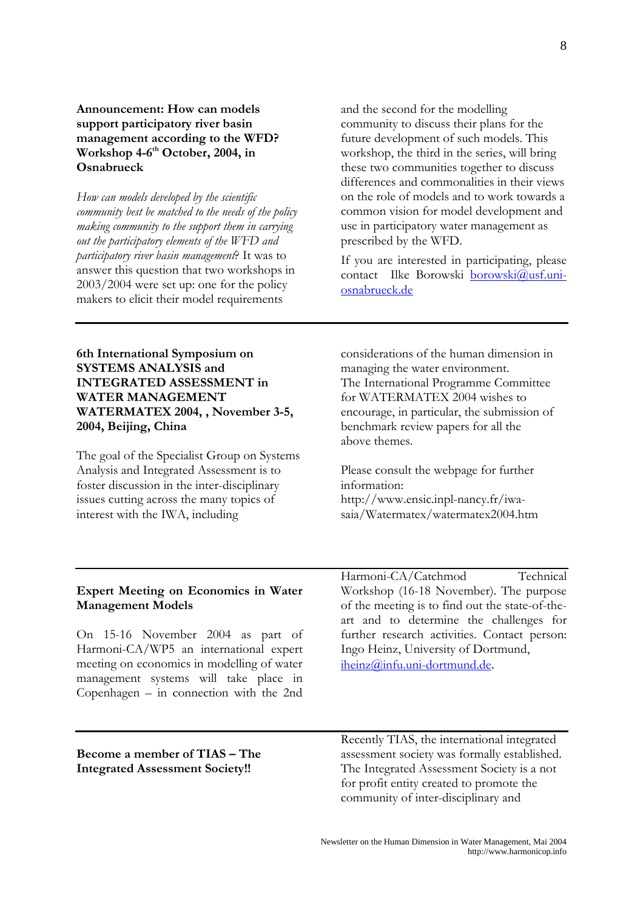## Announcement: How can models support participatory river basin management according to the WFD? Workshop 4-6th October, 2004, in Osnabrueck

*How can models developed by the scientific community best be matched to the needs of the policy making community to the support them in carrying out the participatory elements of the WFD and participatory river basin management?* It was to answer this question that two workshops in 2003/2004 were set up: one for the policy makers to elicit their model requirements and the second for the modelling community to discuss their plans for the future development of such models. This workshop, the third in the series, will bring these two communities together to discuss differences and commonalities in their views on the role of models and to work towards a common vision for model development and use in participatory water management as prescribed by the WFD.

If you are interested in participating, please contact Ilke Borowski borowski@usf.uni-osnabrueck.de

---

## 6th International Symposium on SYSTEMS ANALYSIS and INTEGRATED ASSESSMENT in WATER MANAGEMENT WATERMATEX 2004, , November 3-5, 2004, Beijing, China

The goal of the Specialist Group on Systems Analysis and Integrated Assessment is to foster discussion in the inter-disciplinary issues cutting across the many topics of interest with the IWA, including considerations of the human dimension in managing the water environment.
The International Programme Committee for WATERMATEX 2004 wishes to encourage, in particular, the submission of benchmark review papers for all the above themes.

Please consult the webpage for further information:
http://www.ensic.inpl-nancy.fr/iwa-saia/Watermatex/watermatex2004.htm

---

## Expert Meeting on Economics in Water Management Models

On 15-16 November 2004 as part of Harmoni-CA/WP5 an international expert meeting on economics in modelling of water management systems will take place in Copenhagen – in connection with the 2nd Harmoni-CA/Catchmod Technical Workshop (16-18 November). The purpose of the meeting is to find out the state-of-the-art and to determine the challenges for further research activities. Contact person: Ingo Heinz, University of Dortmund, iheinz@infu.uni-dortmund.de.

---

## Become a member of TIAS – The Integrated Assessment Society!!

Recently TIAS, the international integrated assessment society was formally established. The Integrated Assessment Society is a not for profit entity created to promote the community of inter-disciplinary and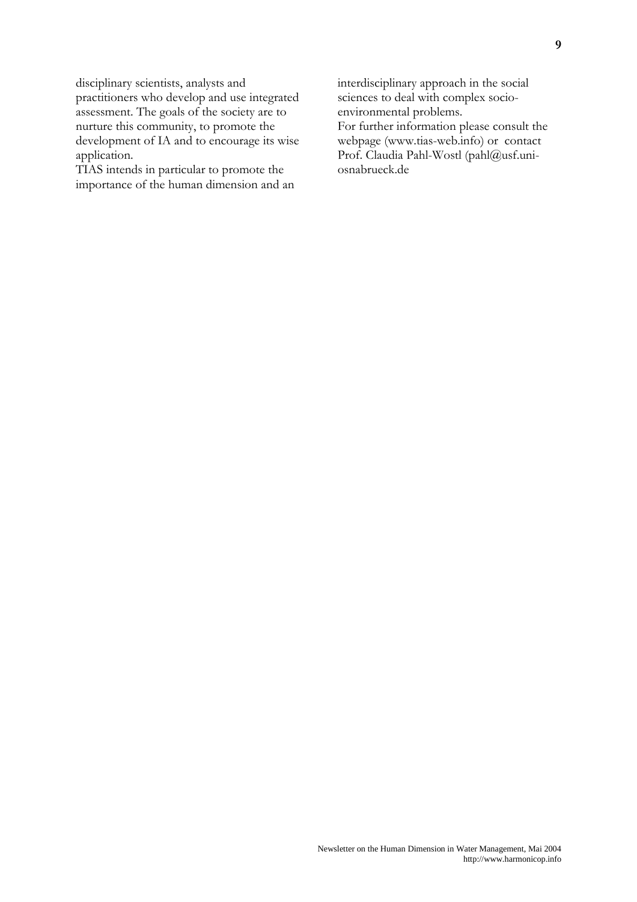disciplinary scientists, analysts and practitioners who develop and use integrated assessment. The goals of the society are to nurture this community, to promote the development of IA and to encourage its wise application.

TIAS intends in particular to promote the importance of the human dimension and an interdisciplinary approach in the social sciences to deal with complex socio-environmental problems.

For further information please consult the webpage (www.tias-web.info) or contact Prof. Claudia Pahl-Wostl (pahl@usf.uni-osnabrueck.de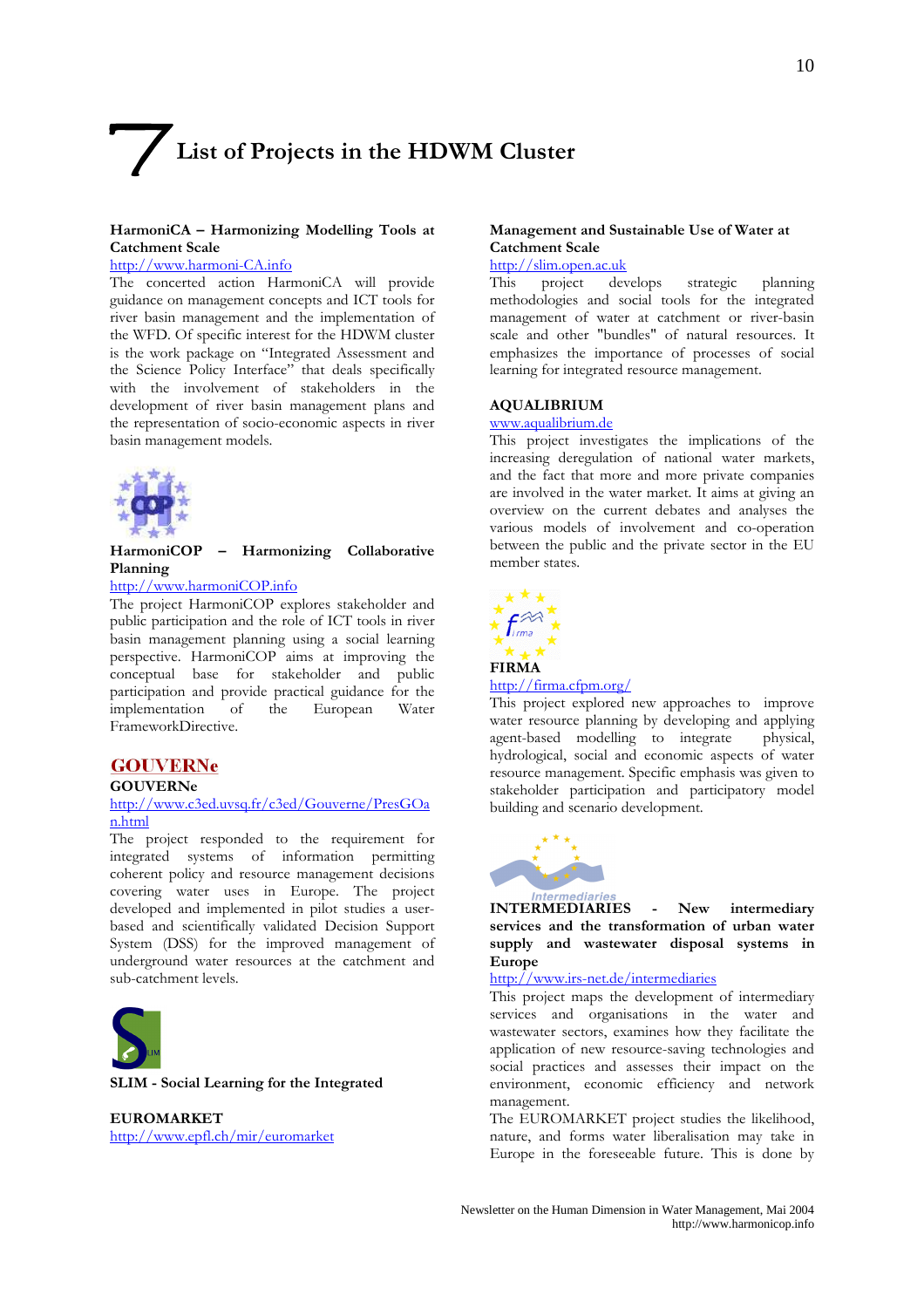# 7 List of Projects in the HDWM Cluster

**HarmoniCA – Harmonizing Modelling Tools at Catchment Scale**
http://www.harmoni-CA.info
The concerted action HarmoniCA will provide guidance on management concepts and ICT tools for river basin management and the implementation of the WFD. Of specific interest for the HDWM cluster is the work package on "Integrated Assessment and the Science Policy Interface" that deals specifically with the involvement of stakeholders in the development of river basin management plans and the representation of socio-economic aspects in river basin management models.

**HarmoniCOP – Harmonizing Collaborative Planning**
http://www.harmoniCOP.info
The project HarmoniCOP explores stakeholder and public participation and the role of ICT tools in river basin management planning using a social learning perspective. HarmoniCOP aims at improving the conceptual base for stakeholder and public participation and provide practical guidance for the implementation of the European Water FrameworkDirective.

**GOUVERNe**
http://www.c3ed.uvsq.fr/c3ed/Gouverne/PresGOan.html
The project responded to the requirement for integrated systems of information permitting coherent policy and resource management decisions covering water uses in Europe. The project developed and implemented in pilot studies a user-based and scientifically validated Decision Support System (DSS) for the improved management of underground water resources at the catchment and sub-catchment levels.

**SLIM - Social Learning for the Integrated Management and Sustainable Use of Water at Catchment Scale**
http://slim.open.ac.uk
This project develops strategic planning methodologies and social tools for the integrated management of water at catchment or river-basin scale and other "bundles" of natural resources. It emphasizes the importance of processes of social learning for integrated resource management.

**EUROMARKET**
http://www.epfl.ch/mir/euromarket

**AQUALIBRIUM**
www.aqualibrium.de
This project investigates the implications of the increasing deregulation of national water markets, and the fact that more and more private companies are involved in the water market. It aims at giving an overview on the current debates and analyses the various models of involvement and co-operation between the public and the private sector in the EU member states.

**FIRMA**
http://firma.cfpm.org/
This project explored new approaches to improve water resource planning by developing and applying agent-based modelling to integrate physical, hydrological, social and economic aspects of water resource management. Specific emphasis was given to stakeholder participation and participatory model building and scenario development.

**INTERMEDIARIES - New intermediary services and the transformation of urban water supply and wastewater disposal systems in Europe**
http://www.irs-net.de/intermediaries
This project maps the development of intermediary services and organisations in the water and wastewater sectors, examines how they facilitate the application of new resource-saving technologies and social practices and assesses their impact on the environment, economic efficiency and network management.

The EUROMARKET project studies the likelihood, nature, and forms water liberalisation may take in Europe in the foreseeable future. This is done by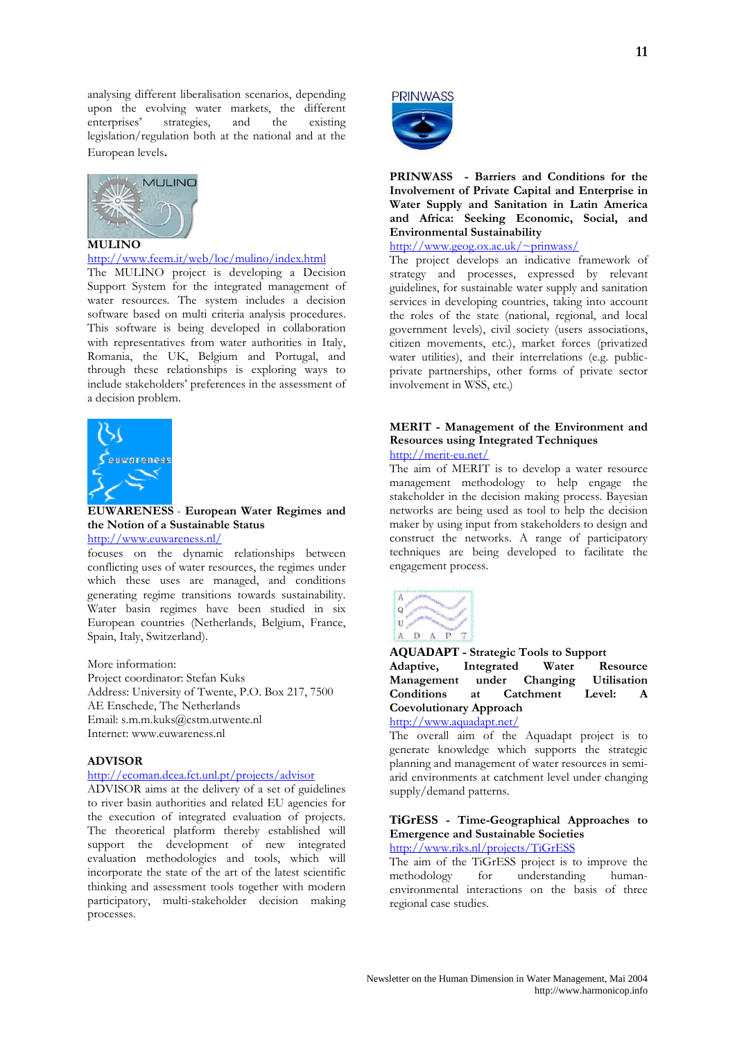analysing different liberalisation scenarios, depending upon the evolving water markets, the different enterprises' strategies, and the existing legislation/regulation both at the national and at the European levels.

**MULINO**

http://www.feem.it/web/loc/mulino/index.html

The MULINO project is developing a Decision Support System for the integrated management of water resources. The system includes a decision software based on multi criteria analysis procedures. This software is being developed in collaboration with representatives from water authorities in Italy, Romania, the UK, Belgium and Portugal, and through these relationships is exploring ways to include stakeholders' preferences in the assessment of a decision problem.

**EUWARENESS** - **European Water Regimes and the Notion of a Sustainable Status**

http://www.euwareness.nl/

focuses on the dynamic relationships between conflicting uses of water resources, the regimes under which these uses are managed, and conditions generating regime transitions towards sustainability. Water basin regimes have been studied in six European countries (Netherlands, Belgium, France, Spain, Italy, Switzerland).

More information:
Project coordinator: Stefan Kuks
Address: University of Twente, P.O. Box 217, 7500 AE Enschede, The Netherlands
Email: s.m.m.kuks@cstm.utwente.nl
Internet: www.euwareness.nl

**ADVISOR**

http://ecoman.dcea.fct.unl.pt/projects/advisor

ADVISOR aims at the delivery of a set of guidelines to river basin authorities and related EU agencies for the execution of integrated evaluation of projects. The theoretical platform thereby established will support the development of new integrated evaluation methodologies and tools, which will incorporate the state of the art of the latest scientific thinking and assessment tools together with modern participatory, multi-stakeholder decision making processes.

**PRINWASS - Barriers and Conditions for the Involvement of Private Capital and Enterprise in Water Supply and Sanitation in Latin America and Africa: Seeking Economic, Social, and Environmental Sustainability**

http://www.geog.ox.ac.uk/~prinwass/

The project develops an indicative framework of strategy and processes, expressed by relevant guidelines, for sustainable water supply and sanitation services in developing countries, taking into account the roles of the state (national, regional, and local government levels), civil society (users associations, citizen movements, etc.), market forces (privatized water utilities), and their interrelations (e.g. public-private partnerships, other forms of private sector involvement in WSS, etc.)

**MERIT - Management of the Environment and Resources using Integrated Techniques**

http://merit-eu.net/

The aim of MERIT is to develop a water resource management methodology to help engage the stakeholder in the decision making process. Bayesian networks are being used as tool to help the decision maker by using input from stakeholders to design and construct the networks. A range of participatory techniques are being developed to facilitate the engagement process.

**AQUADAPT - Strategic Tools to Support Adaptive, Integrated Water Resource Management under Changing Utilisation Conditions at Catchment Level: A Coevolutionary Approach**

http://www.aquadapt.net/

The overall aim of the Aquadapt project is to generate knowledge which supports the strategic planning and management of water resources in semi-arid environments at catchment level under changing supply/demand patterns.

**TiGrESS - Time-Geographical Approaches to Emergence and Sustainable Societies**

http://www.riks.nl/projects/TiGrESS

The aim of the TiGrESS project is to improve the methodology for understanding human-environmental interactions on the basis of three regional case studies.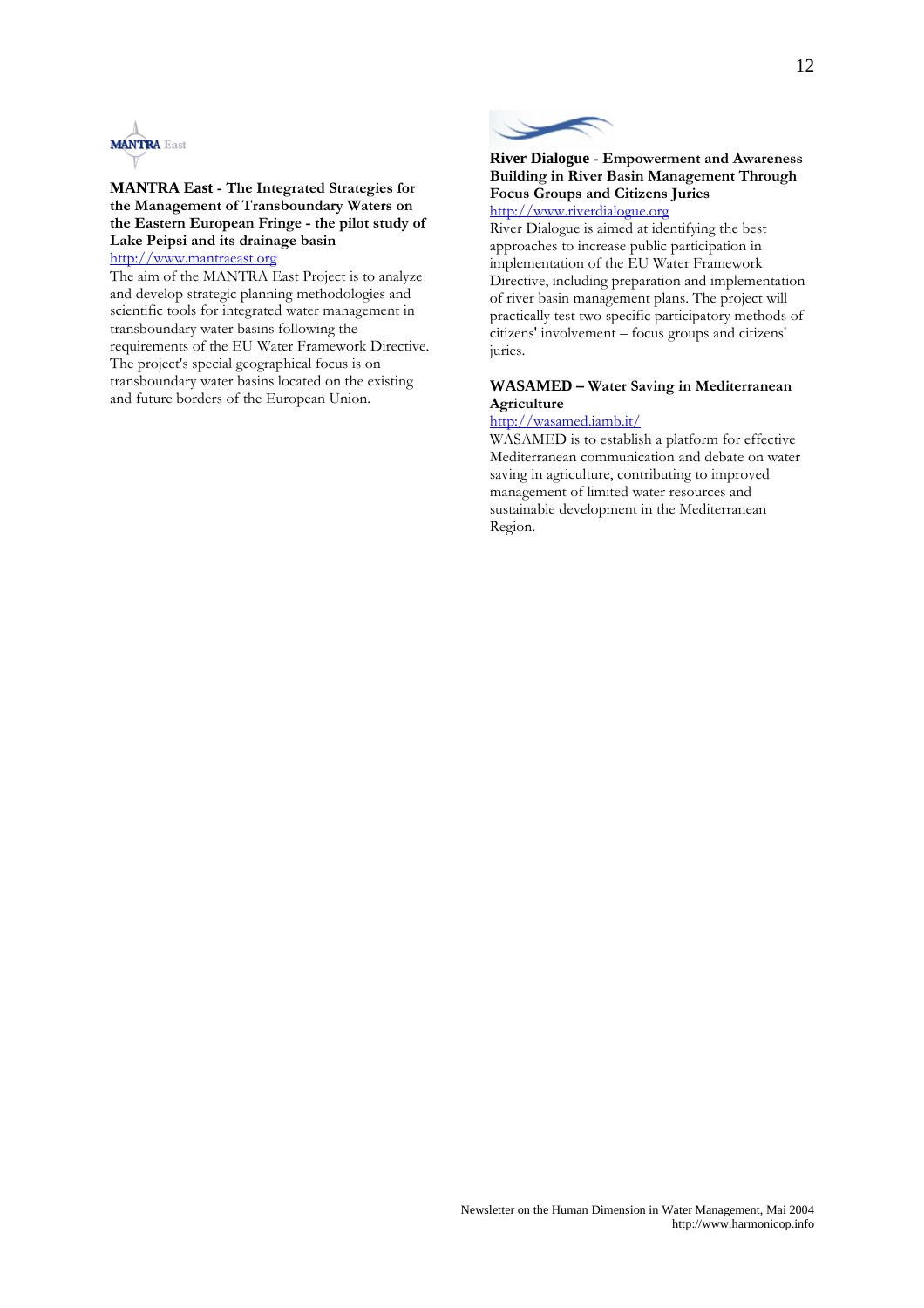**MANTRA East - The Integrated Strategies for the Management of Transboundary Waters on the Eastern European Fringe - the pilot study of Lake Peipsi and its drainage basin**

http://www.mantraeast.org

The aim of the MANTRA East Project is to analyze and develop strategic planning methodologies and scientific tools for integrated water management in transboundary water basins following the requirements of the EU Water Framework Directive. The project's special geographical focus is on transboundary water basins located on the existing and future borders of the European Union.

**River Dialogue - Empowerment and Awareness Building in River Basin Management Through Focus Groups and Citizens Juries**

http://www.riverdialogue.org

River Dialogue is aimed at identifying the best approaches to increase public participation in implementation of the EU Water Framework Directive, including preparation and implementation of river basin management plans. The project will practically test two specific participatory methods of citizens' involvement – focus groups and citizens' juries.

**WASAMED – Water Saving in Mediterranean Agriculture**

http://wasamed.iamb.it/

WASAMED is to establish a platform for effective Mediterranean communication and debate on water saving in agriculture, contributing to improved management of limited water resources and sustainable development in the Mediterranean Region.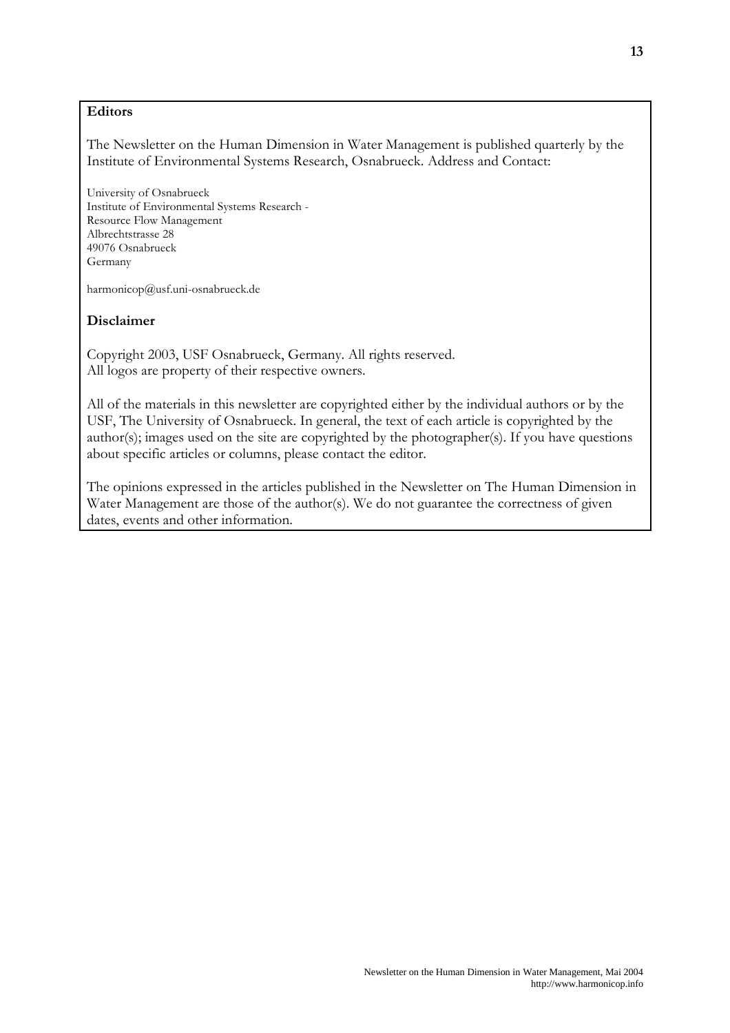**Editors**

The Newsletter on the Human Dimension in Water Management is published quarterly by the Institute of Environmental Systems Research, Osnabrueck. Address and Contact:

University of Osnabrueck
Institute of Environmental Systems Research -
Resource Flow Management
Albrechtstrasse 28
49076 Osnabrueck
Germany

harmonicop@usf.uni-osnabrueck.de

**Disclaimer**

Copyright 2003, USF Osnabrueck, Germany. All rights reserved.
All logos are property of their respective owners.

All of the materials in this newsletter are copyrighted either by the individual authors or by the USF, The University of Osnabrueck. In general, the text of each article is copyrighted by the author(s); images used on the site are copyrighted by the photographer(s). If you have questions about specific articles or columns, please contact the editor.

The opinions expressed in the articles published in the Newsletter on The Human Dimension in Water Management are those of the author(s). We do not guarantee the correctness of given dates, events and other information.